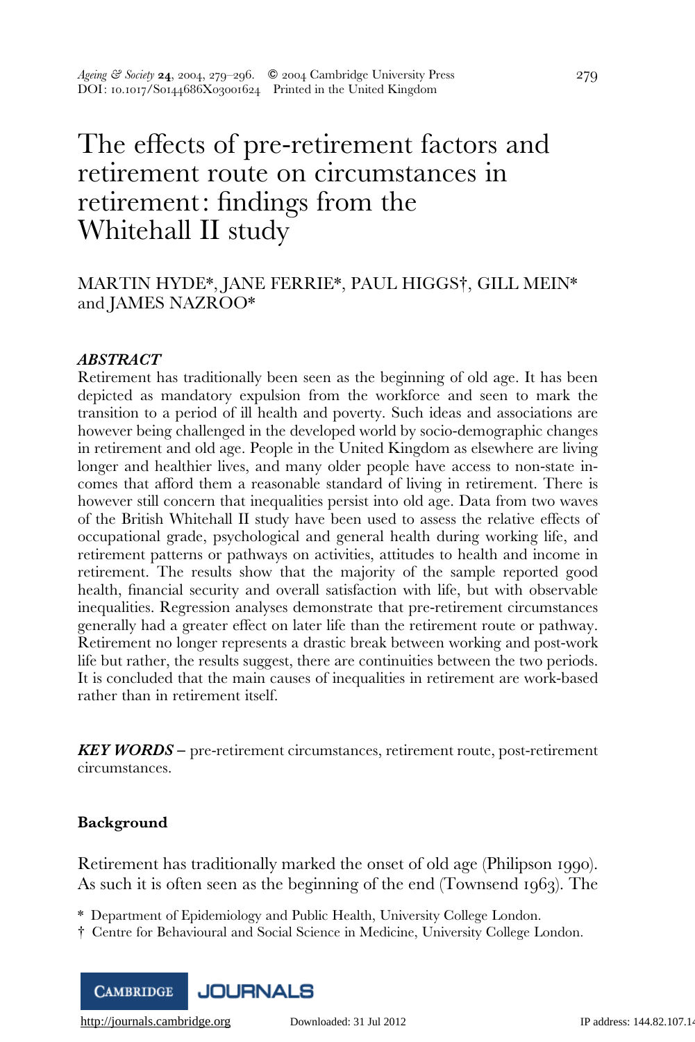# The effects of pre-retirement factors and retirement route on circumstances in retirement: findings from the Whitehall II study

MARTIN HYDE*, JANE FERRIE*, PAUL HIGGS†, GILL MEIN* and JAMES NAZROO*

***ABSTRACT***

Retirement has traditionally been seen as the beginning of old age. It has been depicted as mandatory expulsion from the workforce and seen to mark the transition to a period of ill health and poverty. Such ideas and associations are however being challenged in the developed world by socio-demographic changes in retirement and old age. People in the United Kingdom as elsewhere are living longer and healthier lives, and many older people have access to non-state incomes that afford them a reasonable standard of living in retirement. There is however still concern that inequalities persist into old age. Data from two waves of the British Whitehall II study have been used to assess the relative effects of occupational grade, psychological and general health during working life, and retirement patterns or pathways on activities, attitudes to health and income in retirement. The results show that the majority of the sample reported good health, financial security and overall satisfaction with life, but with observable inequalities. Regression analyses demonstrate that pre-retirement circumstances generally had a greater effect on later life than the retirement route or pathway. Retirement no longer represents a drastic break between working and post-work life but rather, the results suggest, there are continuities between the two periods. It is concluded that the main causes of inequalities in retirement are work-based rather than in retirement itself.

***KEY WORDS*** – pre-retirement circumstances, retirement route, post-retirement circumstances.

## Background

Retirement has traditionally marked the onset of old age (Philipson 1990). As such it is often seen as the beginning of the end (Townsend 1963). The

\* Department of Epidemiology and Public Health, University College London.

† Centre for Behavioural and Social Science in Medicine, University College London.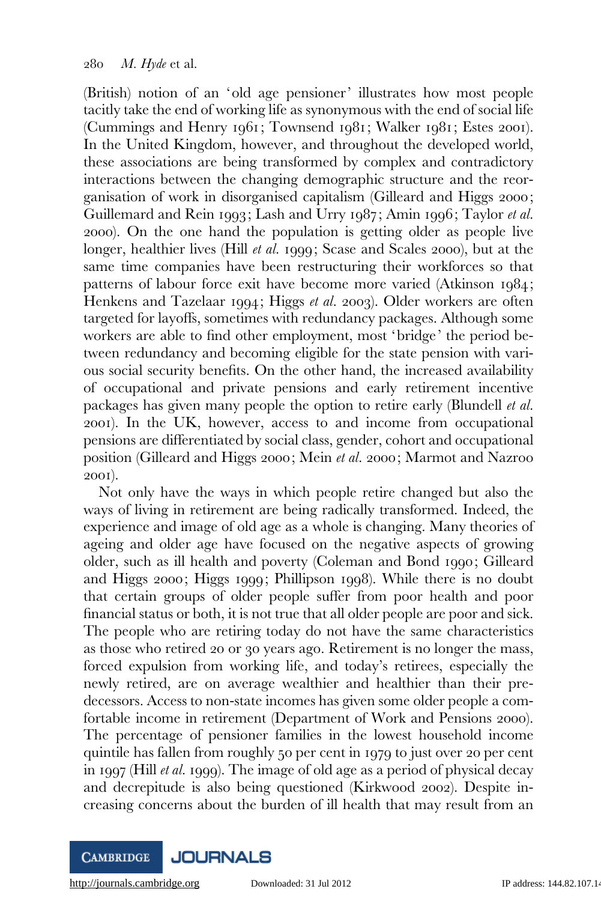(British) notion of an 'old age pensioner' illustrates how most people tacitly take the end of working life as synonymous with the end of social life (Cummings and Henry 1961; Townsend 1981; Walker 1981; Estes 2001). In the United Kingdom, however, and throughout the developed world, these associations are being transformed by complex and contradictory interactions between the changing demographic structure and the reorganisation of work in disorganised capitalism (Gilleard and Higgs 2000; Guillemard and Rein 1993; Lash and Urry 1987; Amin 1996; Taylor *et al.* 2000). On the one hand the population is getting older as people live longer, healthier lives (Hill *et al.* 1999; Scase and Scales 2000), but at the same time companies have been restructuring their workforces so that patterns of labour force exit have become more varied (Atkinson 1984; Henkens and Tazelaar 1994; Higgs *et al.* 2003). Older workers are often targeted for layoffs, sometimes with redundancy packages. Although some workers are able to find other employment, most 'bridge' the period between redundancy and becoming eligible for the state pension with various social security benefits. On the other hand, the increased availability of occupational and private pensions and early retirement incentive packages has given many people the option to retire early (Blundell *et al.* 2001). In the UK, however, access to and income from occupational pensions are differentiated by social class, gender, cohort and occupational position (Gilleard and Higgs 2000; Mein *et al.* 2000; Marmot and Nazroo 2001).

Not only have the ways in which people retire changed but also the ways of living in retirement are being radically transformed. Indeed, the experience and image of old age as a whole is changing. Many theories of ageing and older age have focused on the negative aspects of growing older, such as ill health and poverty (Coleman and Bond 1990; Gilleard and Higgs 2000; Higgs 1999; Phillipson 1998). While there is no doubt that certain groups of older people suffer from poor health and poor financial status or both, it is not true that all older people are poor and sick. The people who are retiring today do not have the same characteristics as those who retired 20 or 30 years ago. Retirement is no longer the mass, forced expulsion from working life, and today's retirees, especially the newly retired, are on average wealthier and healthier than their predecessors. Access to non-state incomes has given some older people a comfortable income in retirement (Department of Work and Pensions 2000). The percentage of pensioner families in the lowest household income quintile has fallen from roughly 50 per cent in 1979 to just over 20 per cent in 1997 (Hill *et al.* 1999). The image of old age as a period of physical decay and decrepitude is also being questioned (Kirkwood 2002). Despite increasing concerns about the burden of ill health that may result from an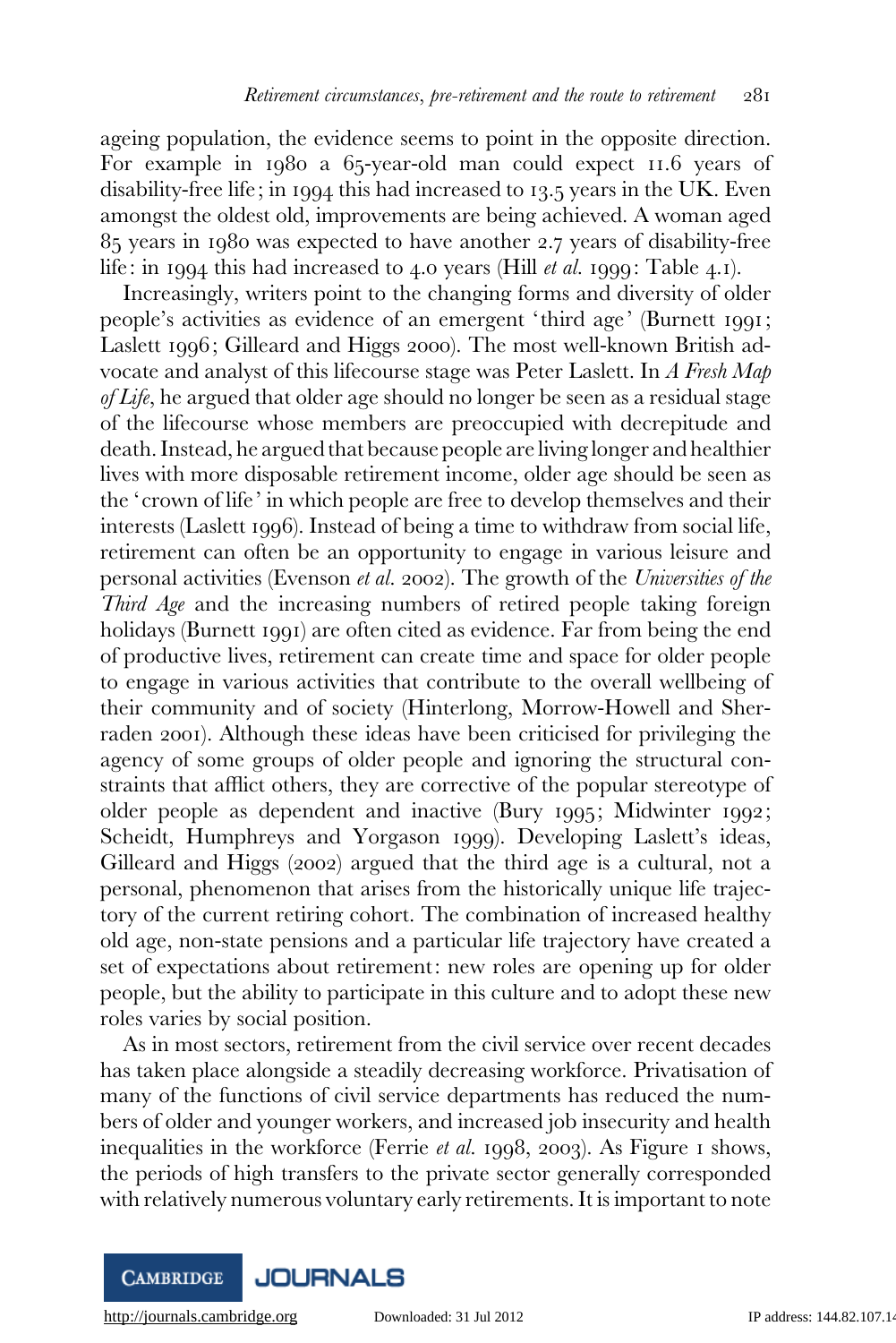ageing population, the evidence seems to point in the opposite direction. For example in 1980 a 65-year-old man could expect 11.6 years of disability-free life; in 1994 this had increased to 13.5 years in the UK. Even amongst the oldest old, improvements are being achieved. A woman aged 85 years in 1980 was expected to have another 2.7 years of disability-free life: in 1994 this had increased to 4.0 years (Hill *et al.* 1999: Table 4.1).

Increasingly, writers point to the changing forms and diversity of older people's activities as evidence of an emergent 'third age' (Burnett 1991; Laslett 1996; Gilleard and Higgs 2000). The most well-known British advocate and analyst of this lifecourse stage was Peter Laslett. In *A Fresh Map of Life*, he argued that older age should no longer be seen as a residual stage of the lifecourse whose members are preoccupied with decrepitude and death. Instead, he argued that because people are living longer and healthier lives with more disposable retirement income, older age should be seen as the 'crown of life' in which people are free to develop themselves and their interests (Laslett 1996). Instead of being a time to withdraw from social life, retirement can often be an opportunity to engage in various leisure and personal activities (Evenson *et al.* 2002). The growth of the *Universities of the Third Age* and the increasing numbers of retired people taking foreign holidays (Burnett 1991) are often cited as evidence. Far from being the end of productive lives, retirement can create time and space for older people to engage in various activities that contribute to the overall wellbeing of their community and of society (Hinterlong, Morrow-Howell and Sherraden 2001). Although these ideas have been criticised for privileging the agency of some groups of older people and ignoring the structural constraints that afflict others, they are corrective of the popular stereotype of older people as dependent and inactive (Bury 1995; Midwinter 1992; Scheidt, Humphreys and Yorgason 1999). Developing Laslett's ideas, Gilleard and Higgs (2002) argued that the third age is a cultural, not a personal, phenomenon that arises from the historically unique life trajectory of the current retiring cohort. The combination of increased healthy old age, non-state pensions and a particular life trajectory have created a set of expectations about retirement: new roles are opening up for older people, but the ability to participate in this culture and to adopt these new roles varies by social position.

As in most sectors, retirement from the civil service over recent decades has taken place alongside a steadily decreasing workforce. Privatisation of many of the functions of civil service departments has reduced the numbers of older and younger workers, and increased job insecurity and health inequalities in the workforce (Ferrie *et al.* 1998, 2003). As Figure 1 shows, the periods of high transfers to the private sector generally corresponded with relatively numerous voluntary early retirements. It is important to note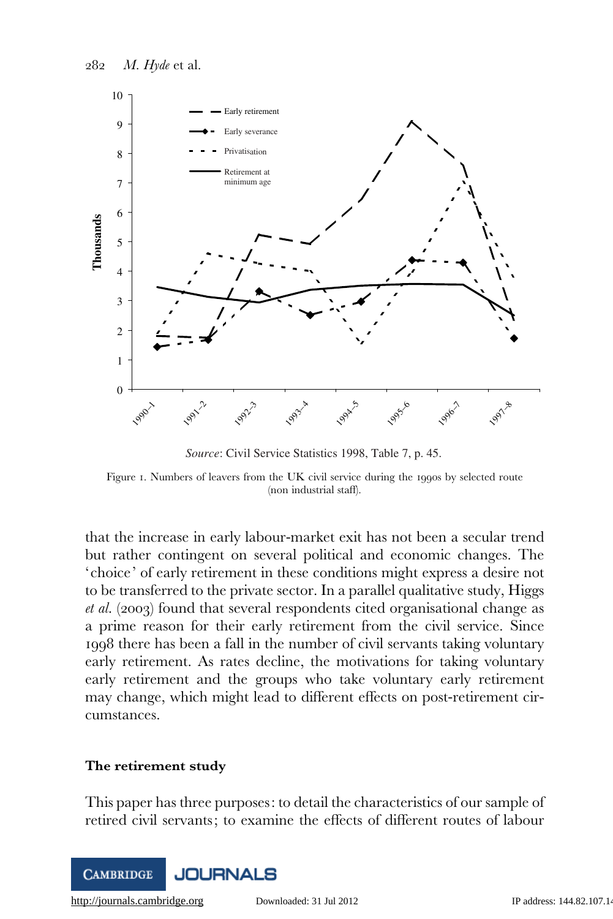Source: Civil Service Statistics 1998, Table 7, p. 45.

Figure 1. Numbers of leavers from the UK civil service during the 1990s by selected route (non industrial staff).

that the increase in early labour-market exit has not been a secular trend but rather contingent on several political and economic changes. The 'choice' of early retirement in these conditions might express a desire not to be transferred to the private sector. In a parallel qualitative study, Higgs *et al.* (2003) found that several respondents cited organisational change as a prime reason for their early retirement from the civil service. Since 1998 there has been a fall in the number of civil servants taking voluntary early retirement. As rates decline, the motivations for taking voluntary early retirement and the groups who take voluntary early retirement may change, which might lead to different effects on post-retirement circumstances.

## The retirement study

This paper has three purposes: to detail the characteristics of our sample of retired civil servants; to examine the effects of different routes of labour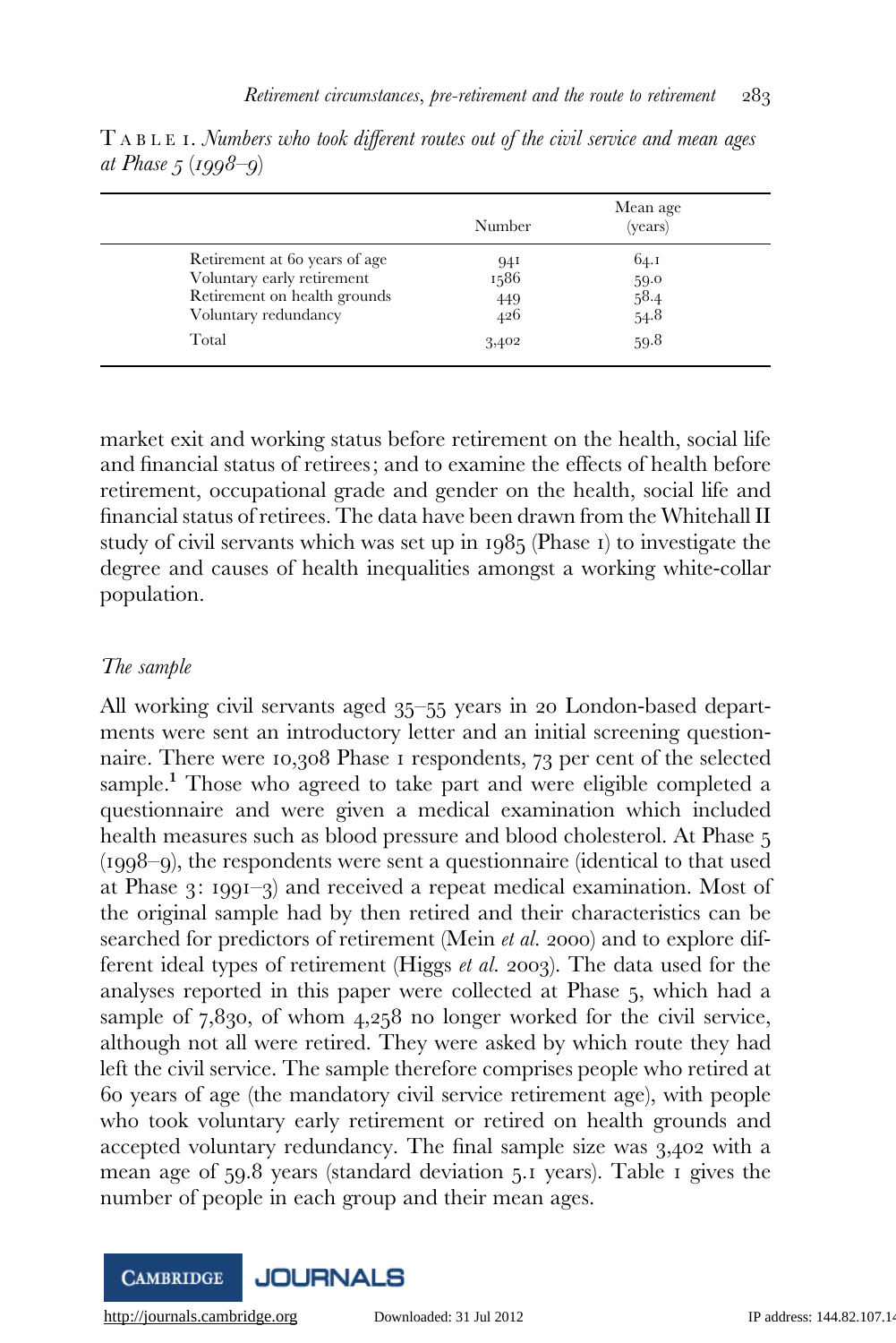TABLE 1. *Numbers who took different routes out of the civil service and mean ages at Phase 5 (1998–9)*

| | Number | Mean age (years) |
|---|---|---|
| Retirement at 60 years of age | 941 | 64.1 |
| Voluntary early retirement | 1586 | 59.0 |
| Retirement on health grounds | 449 | 58.4 |
| Voluntary redundancy | 426 | 54.8 |
| Total | 3,402 | 59.8 |

market exit and working status before retirement on the health, social life and financial status of retirees; and to examine the effects of health before retirement, occupational grade and gender on the health, social life and financial status of retirees. The data have been drawn from the Whitehall II study of civil servants which was set up in 1985 (Phase 1) to investigate the degree and causes of health inequalities amongst a working white-collar population.

### *The sample*

All working civil servants aged 35–55 years in 20 London-based departments were sent an introductory letter and an initial screening questionnaire. There were 10,308 Phase 1 respondents, 73 per cent of the selected sample.[1] Those who agreed to take part and were eligible completed a questionnaire and were given a medical examination which included health measures such as blood pressure and blood cholesterol. At Phase 5 (1998–9), the respondents were sent a questionnaire (identical to that used at Phase 3: 1991–3) and received a repeat medical examination. Most of the original sample had by then retired and their characteristics can be searched for predictors of retirement (Mein *et al.* 2000) and to explore different ideal types of retirement (Higgs *et al.* 2003). The data used for the analyses reported in this paper were collected at Phase 5, which had a sample of 7,830, of whom 4,258 no longer worked for the civil service, although not all were retired. They were asked by which route they had left the civil service. The sample therefore comprises people who retired at 60 years of age (the mandatory civil service retirement age), with people who took voluntary early retirement or retired on health grounds and accepted voluntary redundancy. The final sample size was 3,402 with a mean age of 59.8 years (standard deviation 5.1 years). Table 1 gives the number of people in each group and their mean ages.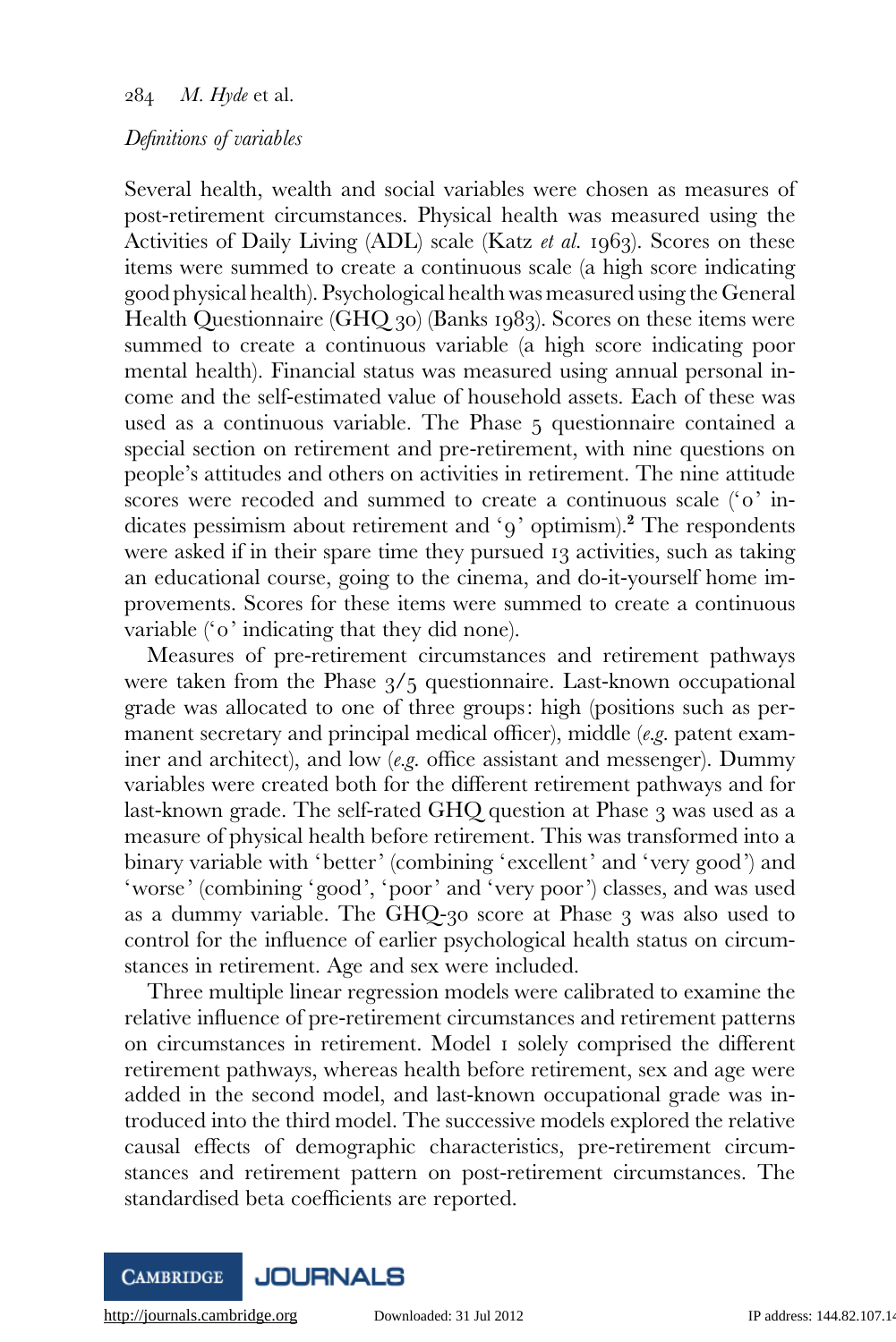*Definitions of variables*

Several health, wealth and social variables were chosen as measures of post-retirement circumstances. Physical health was measured using the Activities of Daily Living (ADL) scale (Katz *et al.* 1963). Scores on these items were summed to create a continuous scale (a high score indicating good physical health). Psychological health was measured using the General Health Questionnaire (GHQ 30) (Banks 1983). Scores on these items were summed to create a continuous variable (a high score indicating poor mental health). Financial status was measured using annual personal income and the self-estimated value of household assets. Each of these was used as a continuous variable. The Phase 5 questionnaire contained a special section on retirement and pre-retirement, with nine questions on people's attitudes and others on activities in retirement. The nine attitude scores were recoded and summed to create a continuous scale ('0' indicates pessimism about retirement and '9' optimism).[2] The respondents were asked if in their spare time they pursued 13 activities, such as taking an educational course, going to the cinema, and do-it-yourself home improvements. Scores for these items were summed to create a continuous variable ('0' indicating that they did none).

Measures of pre-retirement circumstances and retirement pathways were taken from the Phase 3/5 questionnaire. Last-known occupational grade was allocated to one of three groups: high (positions such as permanent secretary and principal medical officer), middle (*e.g.* patent examiner and architect), and low (*e.g.* office assistant and messenger). Dummy variables were created both for the different retirement pathways and for last-known grade. The self-rated GHQ question at Phase 3 was used as a measure of physical health before retirement. This was transformed into a binary variable with 'better' (combining 'excellent' and 'very good') and 'worse' (combining 'good', 'poor' and 'very poor') classes, and was used as a dummy variable. The GHQ-30 score at Phase 3 was also used to control for the influence of earlier psychological health status on circumstances in retirement. Age and sex were included.

Three multiple linear regression models were calibrated to examine the relative influence of pre-retirement circumstances and retirement patterns on circumstances in retirement. Model 1 solely comprised the different retirement pathways, whereas health before retirement, sex and age were added in the second model, and last-known occupational grade was introduced into the third model. The successive models explored the relative causal effects of demographic characteristics, pre-retirement circumstances and retirement pattern on post-retirement circumstances. The standardised beta coefficients are reported.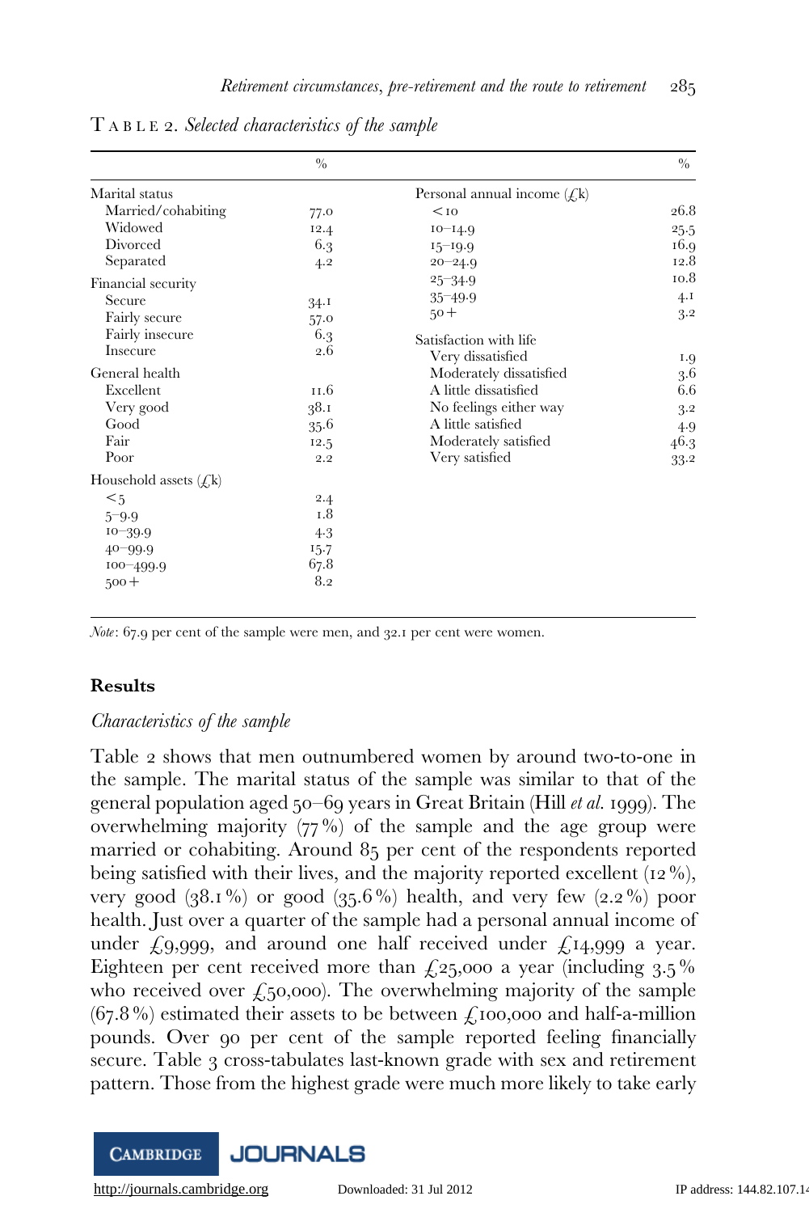TABLE 2. *Selected characteristics of the sample*

| | % | | % |
|---|---|---|---|
| Marital status | | Personal annual income (£k) | |
| Married/cohabiting | 77.0 | <10 | 26.8 |
| Widowed | 12.4 | 10–14.9 | 25.5 |
| Divorced | 6.3 | 15–19.9 | 16.9 |
| Separated | 4.2 | 20–24.9 | 12.8 |
| Financial security | | 25–34.9 | 10.8 |
| Secure | 34.1 | 35–49.9 | 4.1 |
| Fairly secure | 57.0 | 50+ | 3.2 |
| Fairly insecure | 6.3 | Satisfaction with life | |
| Insecure | 2.6 | Very dissatisfied | 1.9 |
| General health | | Moderately dissatisfied | 3.6 |
| Excellent | 11.6 | A little dissatisfied | 6.6 |
| Very good | 38.1 | No feelings either way | 3.2 |
| Good | 35.6 | A little satisfied | 4.9 |
| Fair | 12.5 | Moderately satisfied | 46.3 |
| Poor | 2.2 | Very satisfied | 33.2 |
| Household assets (£k) | | | |
| <5 | 2.4 | | |
| 5–9.9 | 1.8 | | |
| 10–39.9 | 4.3 | | |
| 40–99.9 | 15.7 | | |
| 100–499.9 | 67.8 | | |
| 500+ | 8.2 | | |

*Note*: 67.9 per cent of the sample were men, and 32.1 per cent were women.

## Results

### *Characteristics of the sample*

Table 2 shows that men outnumbered women by around two-to-one in the sample. The marital status of the sample was similar to that of the general population aged 50–69 years in Great Britain (Hill *et al.* 1999). The overwhelming majority (77%) of the sample and the age group were married or cohabiting. Around 85 per cent of the respondents reported being satisfied with their lives, and the majority reported excellent (12%), very good (38.1%) or good (35.6%) health, and very few (2.2%) poor health. Just over a quarter of the sample had a personal annual income of under £9,999, and around one half received under £14,999 a year. Eighteen per cent received more than £25,000 a year (including 3.5% who received over £50,000). The overwhelming majority of the sample (67.8%) estimated their assets to be between £100,000 and half-a-million pounds. Over 90 per cent of the sample reported feeling financially secure. Table 3 cross-tabulates last-known grade with sex and retirement pattern. Those from the highest grade were much more likely to take early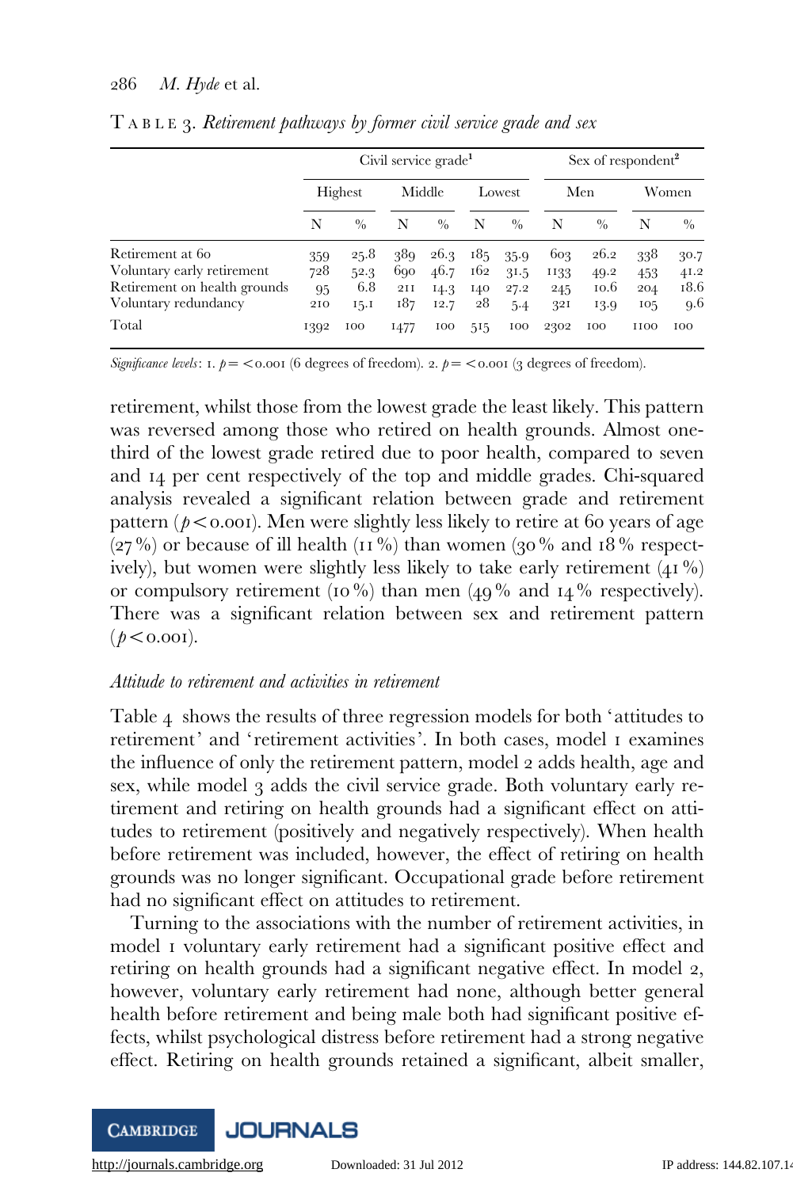TABLE 3. *Retirement pathways by former civil service grade and sex*

| | Civil service grade[1] | | | | | | Sex of respondent[2] | | | |
|---|---|---|---|---|---|---|---|---|---|---|
| | Highest | | Middle | | Lowest | | Men | | Women | |
| | N | % | N | % | N | % | N | % | N | % |
| Retirement at 60 | 359 | 25.8 | 389 | 26.3 | 185 | 35.9 | 603 | 26.2 | 338 | 30.7 |
| Voluntary early retirement | 728 | 52.3 | 690 | 46.7 | 162 | 31.5 | 1133 | 49.2 | 453 | 41.2 |
| Retirement on health grounds | 95 | 6.8 | 211 | 14.3 | 140 | 27.2 | 245 | 10.6 | 204 | 18.6 |
| Voluntary redundancy | 210 | 15.1 | 187 | 12.7 | 28 | 5.4 | 321 | 13.9 | 105 | 9.6 |
| Total | 1392 | 100 | 1477 | 100 | 515 | 100 | 2302 | 100 | 1100 | 100 |

*Significance levels*: 1. $p = < 0.001$ (6 degrees of freedom). 2. $p = < 0.001$ (3 degrees of freedom).

retirement, whilst those from the lowest grade the least likely. This pattern was reversed among those who retired on health grounds. Almost one-third of the lowest grade retired due to poor health, compared to seven and 14 per cent respectively of the top and middle grades. Chi-squared analysis revealed a significant relation between grade and retirement pattern ($p < 0.001$). Men were slightly less likely to retire at 60 years of age (27 %) or because of ill health (11 %) than women (30 % and 18 % respectively), but women were slightly less likely to take early retirement (41 %) or compulsory retirement (10 %) than men (49 % and 14 % respectively). There was a significant relation between sex and retirement pattern ($p < 0.001$).

*Attitude to retirement and activities in retirement*

Table 4 shows the results of three regression models for both 'attitudes to retirement' and 'retirement activities'. In both cases, model 1 examines the influence of only the retirement pattern, model 2 adds health, age and sex, while model 3 adds the civil service grade. Both voluntary early retirement and retiring on health grounds had a significant effect on attitudes to retirement (positively and negatively respectively). When health before retirement was included, however, the effect of retiring on health grounds was no longer significant. Occupational grade before retirement had no significant effect on attitudes to retirement.

Turning to the associations with the number of retirement activities, in model 1 voluntary early retirement had a significant positive effect and retiring on health grounds had a significant negative effect. In model 2, however, voluntary early retirement had none, although better general health before retirement and being male both had significant positive effects, whilst psychological distress before retirement had a strong negative effect. Retiring on health grounds retained a significant, albeit smaller,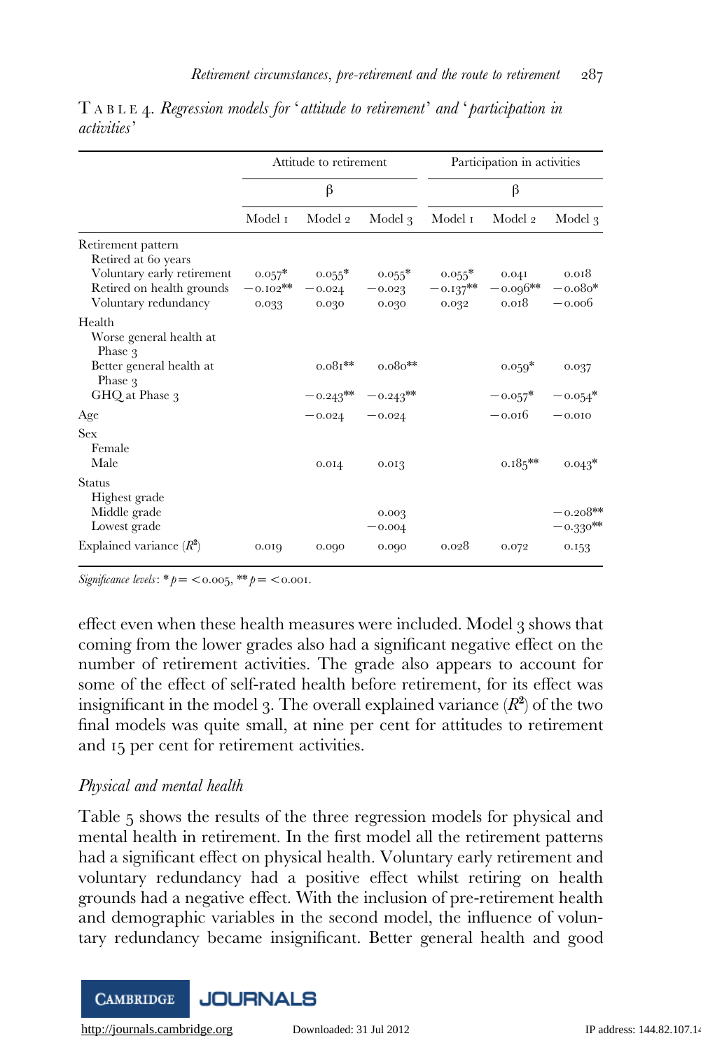TABLE 4. *Regression models for 'attitude to retirement' and 'participation in activities'*

| | Attitude to retirement | | | Participation in activities | | |
|---|---|---|---|---|---|---|
| | β | | | β | | |
| | Model 1 | Model 2 | Model 3 | Model 1 | Model 2 | Model 3 |
| Retirement pattern | | | | | | |
| Retired at 60 years | | | | | | |
| Voluntary early retirement | 0.057* | 0.055* | 0.055* | 0.055* | 0.041 | 0.018 |
| Retired on health grounds | −0.102** | −0.024 | −0.023 | −0.137** | −0.096** | −0.080* |
| Voluntary redundancy | 0.033 | 0.030 | 0.030 | 0.032 | 0.018 | −0.006 |
| Health | | | | | | |
| Worse general health at Phase 3 | | | | | | |
| Better general health at Phase 3 | | 0.081** | 0.080** | | 0.059* | 0.037 |
| GHQ at Phase 3 | | −0.243** | −0.243** | | −0.057* | −0.054* |
| Age | | −0.024 | −0.024 | | −0.016 | −0.010 |
| Sex | | | | | | |
| Female | | | | | | |
| Male | | 0.014 | 0.013 | | 0.185** | 0.043* |
| Status | | | | | | |
| Highest grade | | | | | | |
| Middle grade | | | 0.003 | | | −0.208** |
| Lowest grade | | | −0.004 | | | −0.330** |
| Explained variance ($R^2$) | 0.019 | 0.090 | 0.090 | 0.028 | 0.072 | 0.153 |

*Significance levels*: * $p = < 0.005$, ** $p = < 0.001$.

effect even when these health measures were included. Model 3 shows that coming from the lower grades also had a significant negative effect on the number of retirement activities. The grade also appears to account for some of the effect of self-rated health before retirement, for its effect was insignificant in the model 3. The overall explained variance ($R^2$) of the two final models was quite small, at nine per cent for attitudes to retirement and 15 per cent for retirement activities.

### *Physical and mental health*

Table 5 shows the results of the three regression models for physical and mental health in retirement. In the first model all the retirement patterns had a significant effect on physical health. Voluntary early retirement and voluntary redundancy had a positive effect whilst retiring on health grounds had a negative effect. With the inclusion of pre-retirement health and demographic variables in the second model, the influence of voluntary redundancy became insignificant. Better general health and good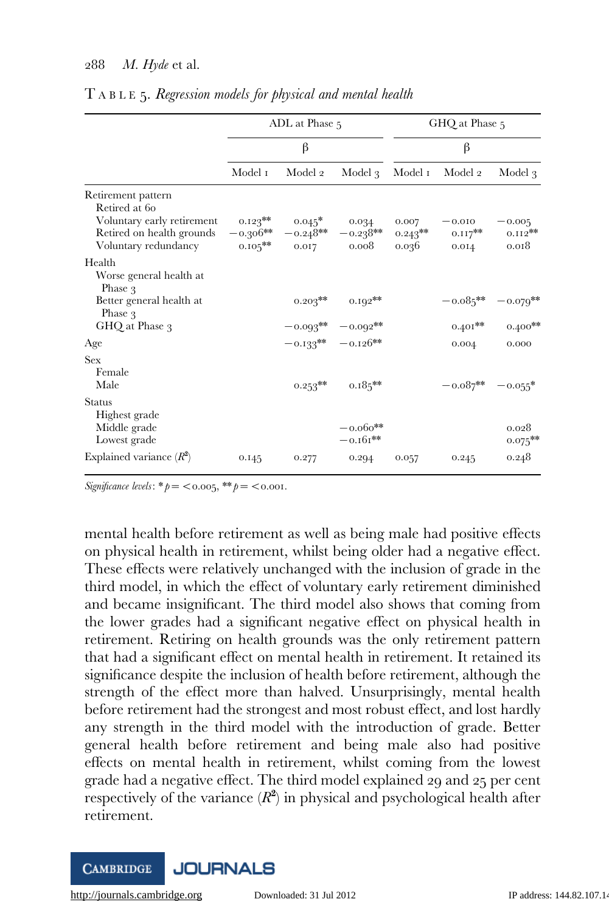TABLE 5. *Regression models for physical and mental health*

| | ADL at Phase 5 | | | GHQ at Phase 5 | | |
|---|---|---|---|---|---|---|
| | β | | | β | | |
| | Model 1 | Model 2 | Model 3 | Model 1 | Model 2 | Model 3 |
| Retirement pattern | | | | | | |
| Retired at 60 | | | | | | |
| Voluntary early retirement | 0.123** | 0.045* | 0.034 | 0.007 | −0.010 | −0.005 |
| Retired on health grounds | −0.306** | −0.248** | −0.238** | 0.243** | 0.117** | 0.112** |
| Voluntary redundancy | 0.105** | 0.017 | 0.008 | 0.036 | 0.014 | 0.018 |
| Health | | | | | | |
| Worse general health at Phase 3 | | | | | | |
| Better general health at Phase 3 | | 0.203** | 0.192** | | −0.085** | −0.079** |
| GHQ at Phase 3 | | −0.093** | −0.092** | | 0.401** | 0.400** |
| Age | | −0.133** | −0.126** | | 0.004 | 0.000 |
| Sex | | | | | | |
| Female | | | | | | |
| Male | | 0.253** | 0.185** | | −0.087** | −0.055* |
| Status | | | | | | |
| Highest grade | | | | | | |
| Middle grade | | | −0.060** | | | 0.028 |
| Lowest grade | | | −0.161** | | | 0.075** |
| Explained variance ($R^2$) | 0.145 | 0.277 | 0.294 | 0.057 | 0.245 | 0.248 |

*Significance levels*: * $p = < 0.005$, ** $p = < 0.001$.

mental health before retirement as well as being male had positive effects on physical health in retirement, whilst being older had a negative effect. These effects were relatively unchanged with the inclusion of grade in the third model, in which the effect of voluntary early retirement diminished and became insignificant. The third model also shows that coming from the lower grades had a significant negative effect on physical health in retirement. Retiring on health grounds was the only retirement pattern that had a significant effect on mental health in retirement. It retained its significance despite the inclusion of health before retirement, although the strength of the effect more than halved. Unsurprisingly, mental health before retirement had the strongest and most robust effect, and lost hardly any strength in the third model with the introduction of grade. Better general health before retirement and being male also had positive effects on mental health in retirement, whilst coming from the lowest grade had a negative effect. The third model explained 29 and 25 per cent respectively of the variance ($R^2$) in physical and psychological health after retirement.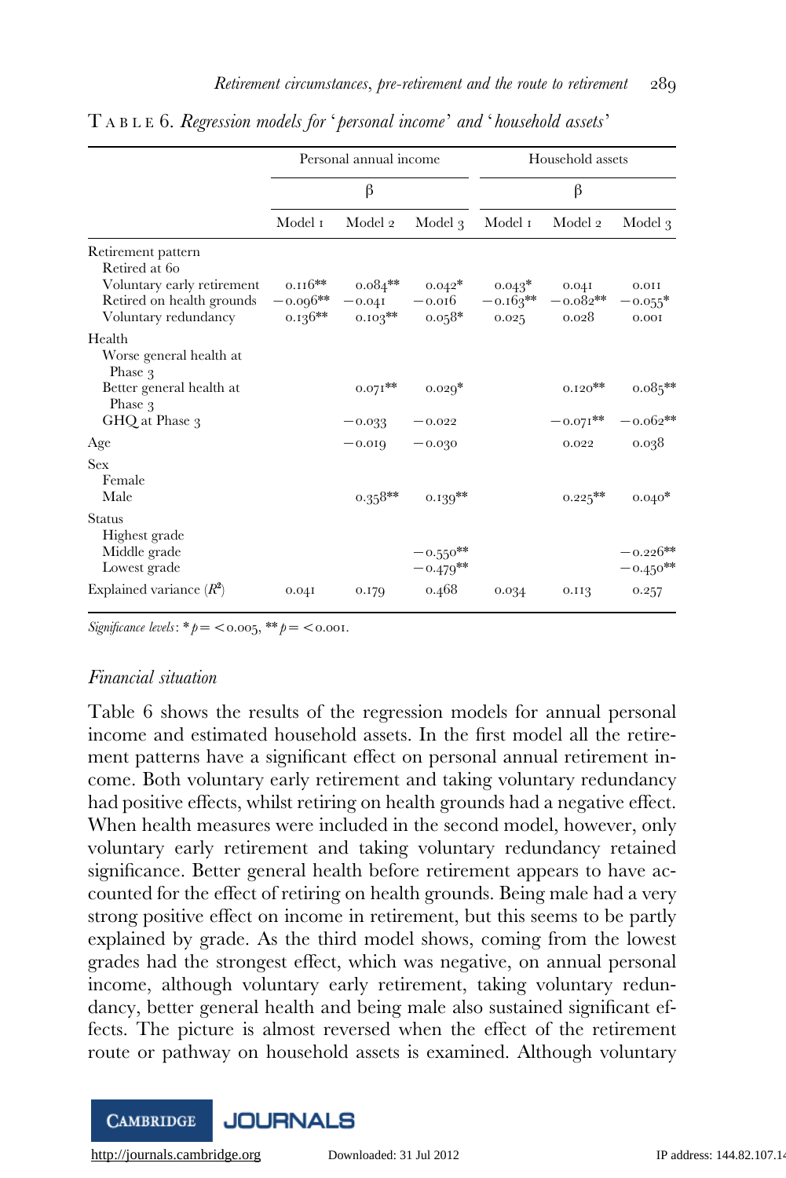TABLE 6. *Regression models for 'personal income' and 'household assets'*

| | Personal annual income | | | Household assets | | |
|---|---|---|---|---|---|---|
| | β | | | β | | |
| | Model 1 | Model 2 | Model 3 | Model 1 | Model 2 | Model 3 |
| Retirement pattern | | | | | | |
| Retired at 60 | | | | | | |
| Voluntary early retirement | 0.116** | 0.084** | 0.042* | 0.043* | 0.041 | 0.011 |
| Retired on health grounds | −0.096** | −0.041 | −0.016 | −0.163** | −0.082** | −0.055* |
| Voluntary redundancy | 0.136** | 0.103** | 0.058* | 0.025 | 0.028 | 0.001 |
| Health | | | | | | |
| Worse general health at Phase 3 | | | | | | |
| Better general health at Phase 3 | | 0.071** | 0.029* | | 0.120** | 0.085** |
| GHQ at Phase 3 | | −0.033 | −0.022 | | −0.071** | −0.062** |
| Age | | −0.019 | −0.030 | | 0.022 | 0.038 |
| Sex | | | | | | |
| Female | | | | | | |
| Male | | 0.358** | 0.139** | | 0.225** | 0.040* |
| Status | | | | | | |
| Highest grade | | | | | | |
| Middle grade | | | −0.550** | | | −0.226** |
| Lowest grade | | | −0.479** | | | −0.450** |
| Explained variance ($R^2$) | 0.041 | 0.179 | 0.468 | 0.034 | 0.113 | 0.257 |

*Significance levels*: * $p = < 0.005$, ** $p = < 0.001$.

### *Financial situation*

Table 6 shows the results of the regression models for annual personal income and estimated household assets. In the first model all the retirement patterns have a significant effect on personal annual retirement income. Both voluntary early retirement and taking voluntary redundancy had positive effects, whilst retiring on health grounds had a negative effect. When health measures were included in the second model, however, only voluntary early retirement and taking voluntary redundancy retained significance. Better general health before retirement appears to have accounted for the effect of retiring on health grounds. Being male had a very strong positive effect on income in retirement, but this seems to be partly explained by grade. As the third model shows, coming from the lowest grades had the strongest effect, which was negative, on annual personal income, although voluntary early retirement, taking voluntary redundancy, better general health and being male also sustained significant effects. The picture is almost reversed when the effect of the retirement route or pathway on household assets is examined. Although voluntary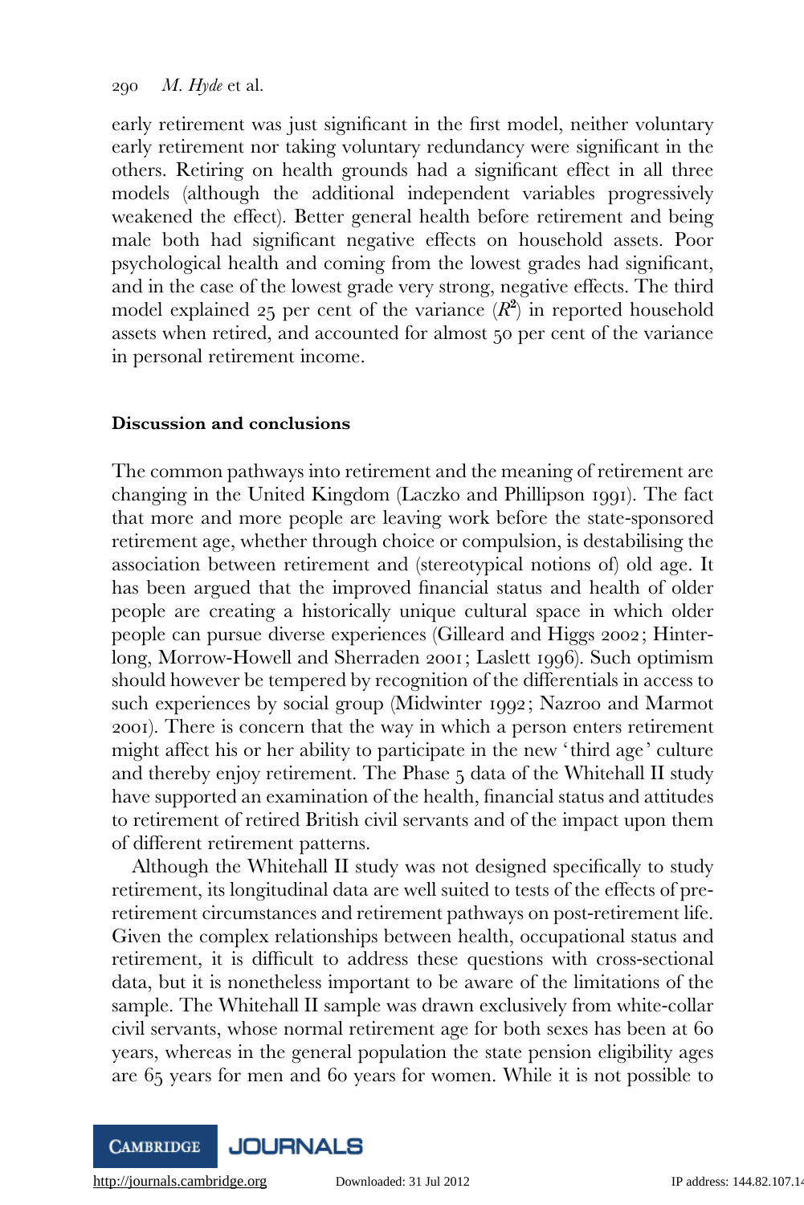early retirement was just significant in the first model, neither voluntary early retirement nor taking voluntary redundancy were significant in the others. Retiring on health grounds had a significant effect in all three models (although the additional independent variables progressively weakened the effect). Better general health before retirement and being male both had significant negative effects on household assets. Poor psychological health and coming from the lowest grades had significant, and in the case of the lowest grade very strong, negative effects. The third model explained 25 per cent of the variance ($R^2$) in reported household assets when retired, and accounted for almost 50 per cent of the variance in personal retirement income.

## Discussion and conclusions

The common pathways into retirement and the meaning of retirement are changing in the United Kingdom (Laczko and Phillipson 1991). The fact that more and more people are leaving work before the state-sponsored retirement age, whether through choice or compulsion, is destabilising the association between retirement and (stereotypical notions of) old age. It has been argued that the improved financial status and health of older people are creating a historically unique cultural space in which older people can pursue diverse experiences (Gilleard and Higgs 2002; Hinterlong, Morrow-Howell and Sherraden 2001; Laslett 1996). Such optimism should however be tempered by recognition of the differentials in access to such experiences by social group (Midwinter 1992; Nazroo and Marmot 2001). There is concern that the way in which a person enters retirement might affect his or her ability to participate in the new 'third age' culture and thereby enjoy retirement. The Phase 5 data of the Whitehall II study have supported an examination of the health, financial status and attitudes to retirement of retired British civil servants and of the impact upon them of different retirement patterns.

Although the Whitehall II study was not designed specifically to study retirement, its longitudinal data are well suited to tests of the effects of pre-retirement circumstances and retirement pathways on post-retirement life. Given the complex relationships between health, occupational status and retirement, it is difficult to address these questions with cross-sectional data, but it is nonetheless important to be aware of the limitations of the sample. The Whitehall II sample was drawn exclusively from white-collar civil servants, whose normal retirement age for both sexes has been at 60 years, whereas in the general population the state pension eligibility ages are 65 years for men and 60 years for women. While it is not possible to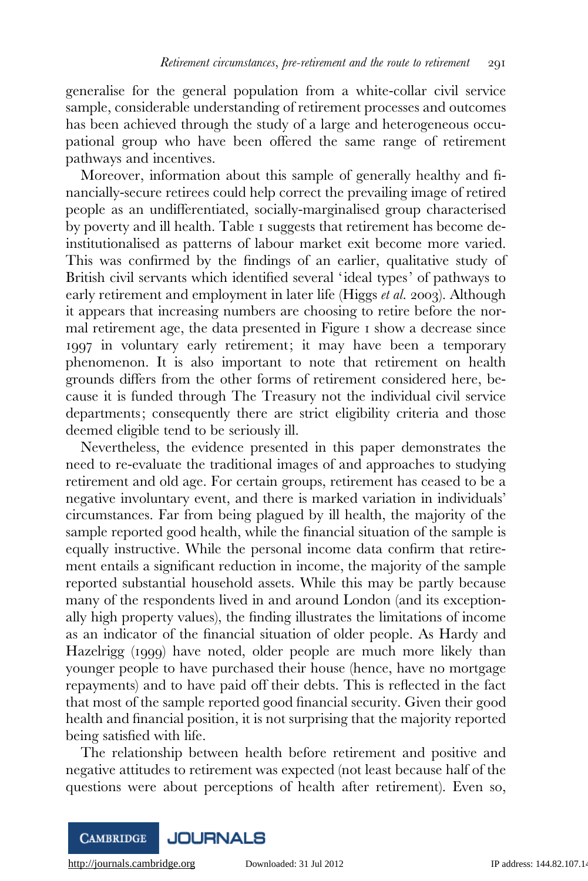generalise for the general population from a white-collar civil service sample, considerable understanding of retirement processes and outcomes has been achieved through the study of a large and heterogeneous occupational group who have been offered the same range of retirement pathways and incentives.

Moreover, information about this sample of generally healthy and financially-secure retirees could help correct the prevailing image of retired people as an undifferentiated, socially-marginalised group characterised by poverty and ill health. Table 1 suggests that retirement has become de-institutionalised as patterns of labour market exit become more varied. This was confirmed by the findings of an earlier, qualitative study of British civil servants which identified several 'ideal types' of pathways to early retirement and employment in later life (Higgs *et al.* 2003). Although it appears that increasing numbers are choosing to retire before the normal retirement age, the data presented in Figure 1 show a decrease since 1997 in voluntary early retirement; it may have been a temporary phenomenon. It is also important to note that retirement on health grounds differs from the other forms of retirement considered here, because it is funded through The Treasury not the individual civil service departments; consequently there are strict eligibility criteria and those deemed eligible tend to be seriously ill.

Nevertheless, the evidence presented in this paper demonstrates the need to re-evaluate the traditional images of and approaches to studying retirement and old age. For certain groups, retirement has ceased to be a negative involuntary event, and there is marked variation in individuals' circumstances. Far from being plagued by ill health, the majority of the sample reported good health, while the financial situation of the sample is equally instructive. While the personal income data confirm that retirement entails a significant reduction in income, the majority of the sample reported substantial household assets. While this may be partly because many of the respondents lived in and around London (and its exceptionally high property values), the finding illustrates the limitations of income as an indicator of the financial situation of older people. As Hardy and Hazelrigg (1999) have noted, older people are much more likely than younger people to have purchased their house (hence, have no mortgage repayments) and to have paid off their debts. This is reflected in the fact that most of the sample reported good financial security. Given their good health and financial position, it is not surprising that the majority reported being satisfied with life.

The relationship between health before retirement and positive and negative attitudes to retirement was expected (not least because half of the questions were about perceptions of health after retirement). Even so,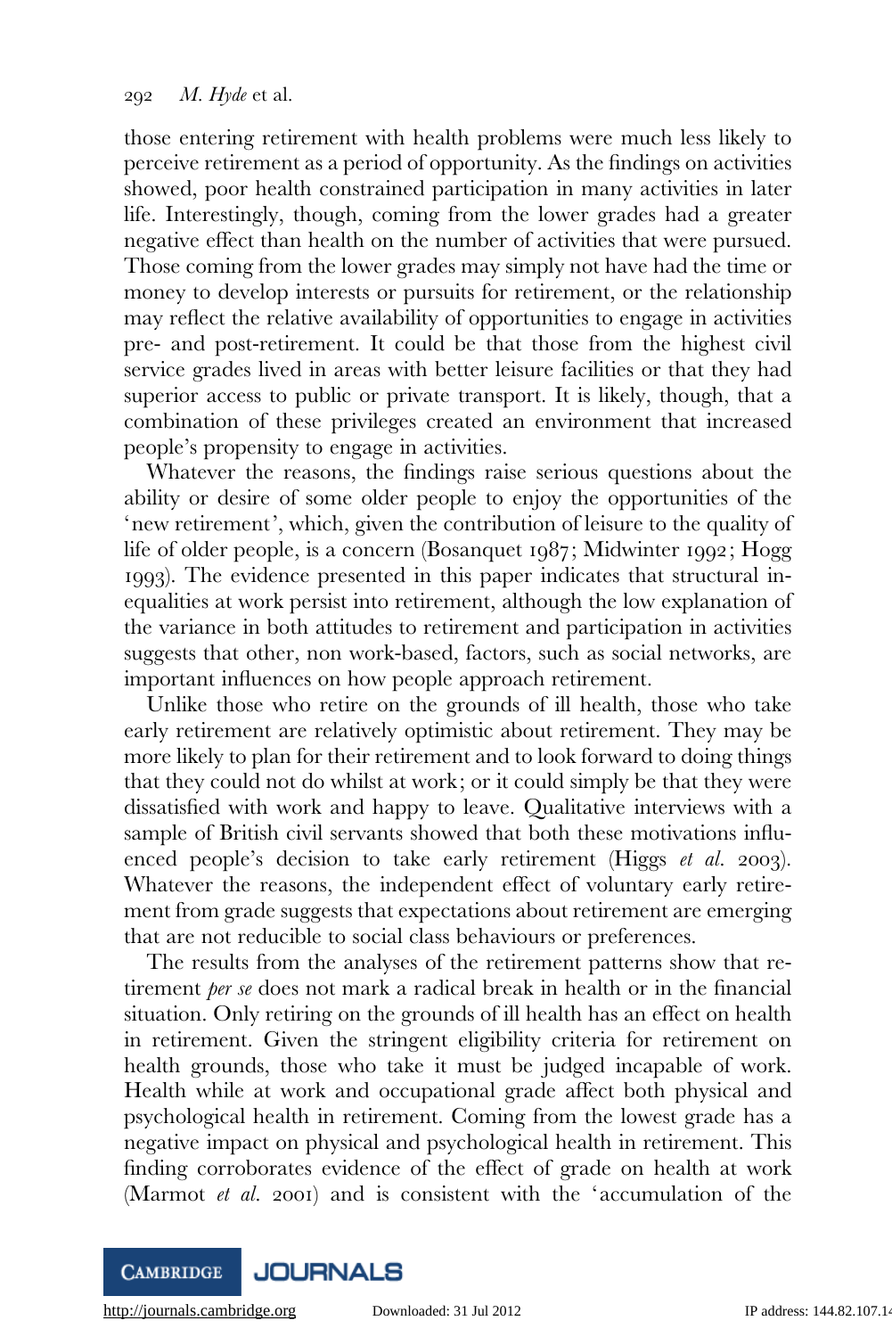those entering retirement with health problems were much less likely to perceive retirement as a period of opportunity. As the findings on activities showed, poor health constrained participation in many activities in later life. Interestingly, though, coming from the lower grades had a greater negative effect than health on the number of activities that were pursued. Those coming from the lower grades may simply not have had the time or money to develop interests or pursuits for retirement, or the relationship may reflect the relative availability of opportunities to engage in activities pre- and post-retirement. It could be that those from the highest civil service grades lived in areas with better leisure facilities or that they had superior access to public or private transport. It is likely, though, that a combination of these privileges created an environment that increased people's propensity to engage in activities.

Whatever the reasons, the findings raise serious questions about the ability or desire of some older people to enjoy the opportunities of the 'new retirement', which, given the contribution of leisure to the quality of life of older people, is a concern (Bosanquet 1987; Midwinter 1992; Hogg 1993). The evidence presented in this paper indicates that structural inequalities at work persist into retirement, although the low explanation of the variance in both attitudes to retirement and participation in activities suggests that other, non work-based, factors, such as social networks, are important influences on how people approach retirement.

Unlike those who retire on the grounds of ill health, those who take early retirement are relatively optimistic about retirement. They may be more likely to plan for their retirement and to look forward to doing things that they could not do whilst at work; or it could simply be that they were dissatisfied with work and happy to leave. Qualitative interviews with a sample of British civil servants showed that both these motivations influenced people's decision to take early retirement (Higgs *et al.* 2003). Whatever the reasons, the independent effect of voluntary early retirement from grade suggests that expectations about retirement are emerging that are not reducible to social class behaviours or preferences.

The results from the analyses of the retirement patterns show that retirement *per se* does not mark a radical break in health or in the financial situation. Only retiring on the grounds of ill health has an effect on health in retirement. Given the stringent eligibility criteria for retirement on health grounds, those who take it must be judged incapable of work. Health while at work and occupational grade affect both physical and psychological health in retirement. Coming from the lowest grade has a negative impact on physical and psychological health in retirement. This finding corroborates evidence of the effect of grade on health at work (Marmot *et al.* 2001) and is consistent with the 'accumulation of the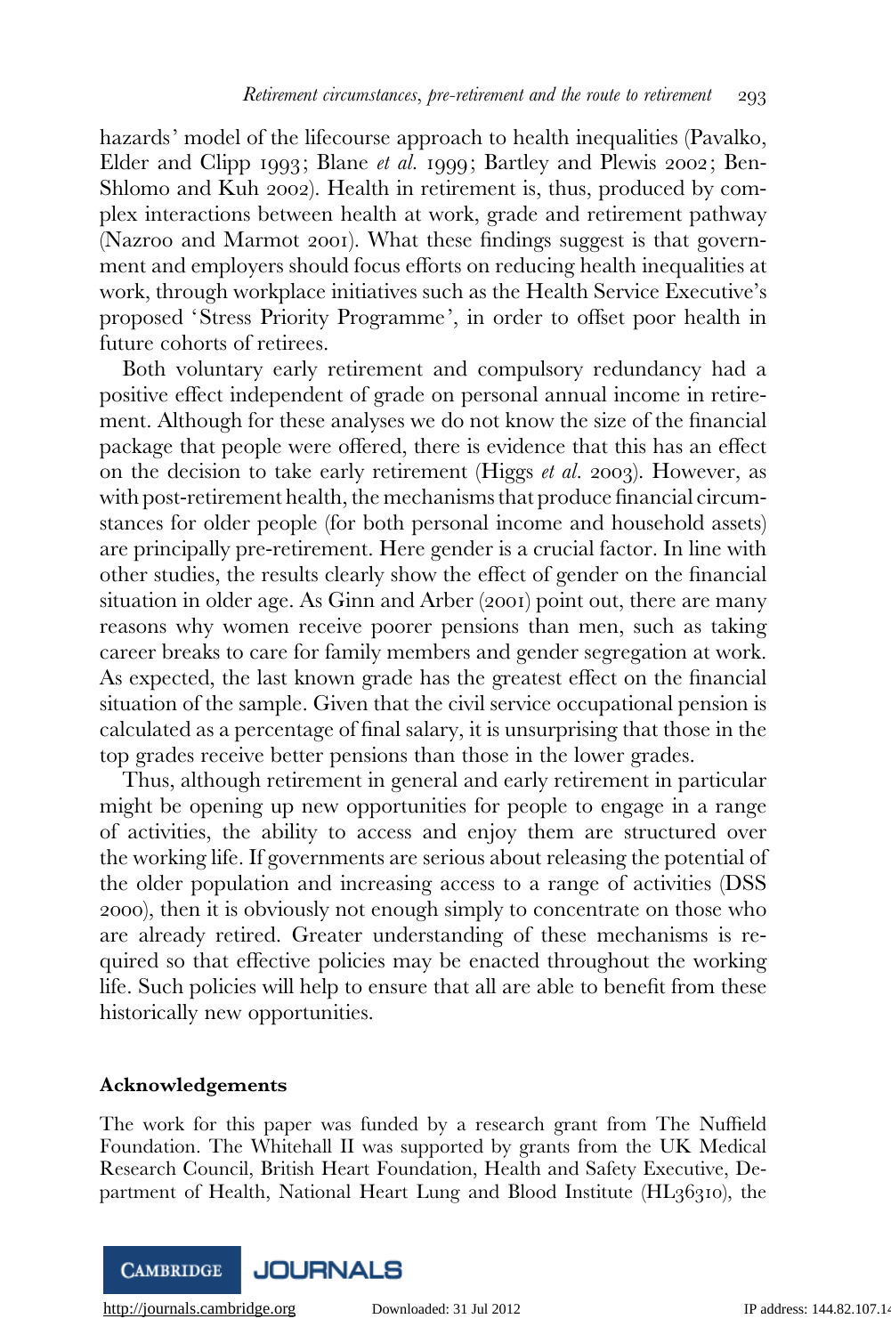hazards' model of the lifecourse approach to health inequalities (Pavalko, Elder and Clipp 1993; Blane *et al.* 1999; Bartley and Plewis 2002; Ben-Shlomo and Kuh 2002). Health in retirement is, thus, produced by complex interactions between health at work, grade and retirement pathway (Nazroo and Marmot 2001). What these findings suggest is that government and employers should focus efforts on reducing health inequalities at work, through workplace initiatives such as the Health Service Executive's proposed 'Stress Priority Programme', in order to offset poor health in future cohorts of retirees.

Both voluntary early retirement and compulsory redundancy had a positive effect independent of grade on personal annual income in retirement. Although for these analyses we do not know the size of the financial package that people were offered, there is evidence that this has an effect on the decision to take early retirement (Higgs *et al.* 2003). However, as with post-retirement health, the mechanisms that produce financial circumstances for older people (for both personal income and household assets) are principally pre-retirement. Here gender is a crucial factor. In line with other studies, the results clearly show the effect of gender on the financial situation in older age. As Ginn and Arber (2001) point out, there are many reasons why women receive poorer pensions than men, such as taking career breaks to care for family members and gender segregation at work. As expected, the last known grade has the greatest effect on the financial situation of the sample. Given that the civil service occupational pension is calculated as a percentage of final salary, it is unsurprising that those in the top grades receive better pensions than those in the lower grades.

Thus, although retirement in general and early retirement in particular might be opening up new opportunities for people to engage in a range of activities, the ability to access and enjoy them are structured over the working life. If governments are serious about releasing the potential of the older population and increasing access to a range of activities (DSS 2000), then it is obviously not enough simply to concentrate on those who are already retired. Greater understanding of these mechanisms is required so that effective policies may be enacted throughout the working life. Such policies will help to ensure that all are able to benefit from these historically new opportunities.

## Acknowledgements

The work for this paper was funded by a research grant from The Nuffield Foundation. The Whitehall II was supported by grants from the UK Medical Research Council, British Heart Foundation, Health and Safety Executive, Department of Health, National Heart Lung and Blood Institute (HL36310), the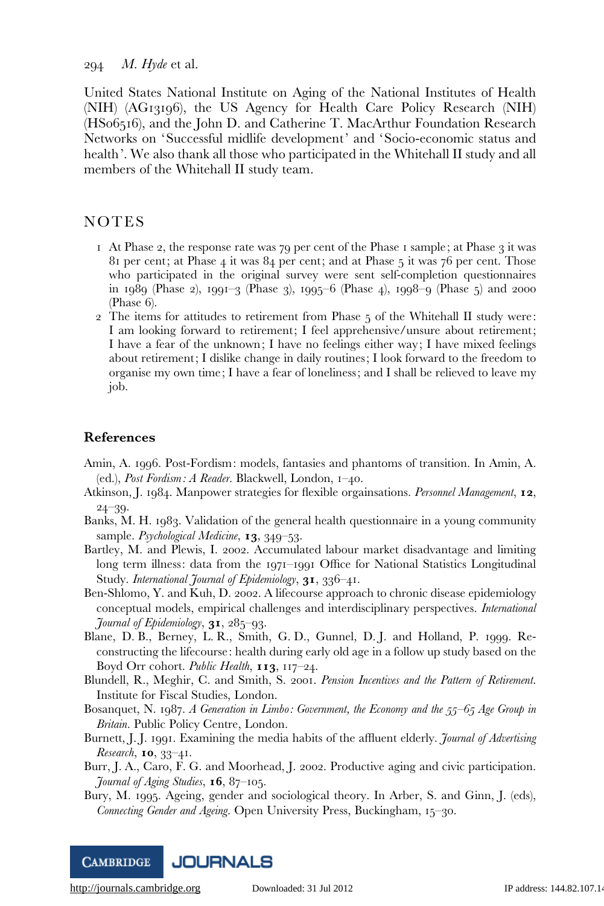United States National Institute on Aging of the National Institutes of Health (NIH) (AG13196), the US Agency for Health Care Policy Research (NIH) (HS06516), and the John D. and Catherine T. MacArthur Foundation Research Networks on 'Successful midlife development' and 'Socio-economic status and health'. We also thank all those who participated in the Whitehall II study and all members of the Whitehall II study team.

## NOTES

1 At Phase 2, the response rate was 79 per cent of the Phase 1 sample; at Phase 3 it was 81 per cent; at Phase 4 it was 84 per cent; and at Phase 5 it was 76 per cent. Those who participated in the original survey were sent self-completion questionnaires in 1989 (Phase 2), 1991–3 (Phase 3), 1995–6 (Phase 4), 1998–9 (Phase 5) and 2000 (Phase 6).

2 The items for attitudes to retirement from Phase 5 of the Whitehall II study were: I am looking forward to retirement; I feel apprehensive/unsure about retirement; I have a fear of the unknown; I have no feelings either way; I have mixed feelings about retirement; I dislike change in daily routines; I look forward to the freedom to organise my own time; I have a fear of loneliness; and I shall be relieved to leave my job.

## References

Amin, A. 1996. Post-Fordism: models, fantasies and phantoms of transition. In Amin, A. (ed.), *Post Fordism: A Reader*. Blackwell, London, 1–40.

Atkinson, J. 1984. Manpower strategies for flexible orgainsations. *Personnel Management*, **12**, 24–39.

Banks, M. H. 1983. Validation of the general health questionnaire in a young community sample. *Psychological Medicine*, **13**, 349–53.

Bartley, M. and Plewis, I. 2002. Accumulated labour market disadvantage and limiting long term illness: data from the 1971–1991 Office for National Statistics Longitudinal Study. *International Journal of Epidemiology*, **31**, 336–41.

Ben-Shlomo, Y. and Kuh, D. 2002. A lifecourse approach to chronic disease epidemiology conceptual models, empirical challenges and interdisciplinary perspectives. *International Journal of Epidemiology*, **31**, 285–93.

Blane, D. B., Berney, L. R., Smith, G. D., Gunnel, D. J. and Holland, P. 1999. Reconstructing the lifecourse: health during early old age in a follow up study based on the Boyd Orr cohort. *Public Health*, **113**, 117–24.

Blundell, R., Meghir, C. and Smith, S. 2001. *Pension Incentives and the Pattern of Retirement*. Institute for Fiscal Studies, London.

Bosanquet, N. 1987. *A Generation in Limbo: Government, the Economy and the 55–65 Age Group in Britain*. Public Policy Centre, London.

Burnett, J. J. 1991. Examining the media habits of the affluent elderly. *Journal of Advertising Research*, **10**, 33–41.

Burr, J. A., Caro, F. G. and Moorhead, J. 2002. Productive aging and civic participation. *Journal of Aging Studies*, **16**, 87–105.

Bury, M. 1995. Ageing, gender and sociological theory. In Arber, S. and Ginn, J. (eds), *Connecting Gender and Ageing*. Open University Press, Buckingham, 15–30.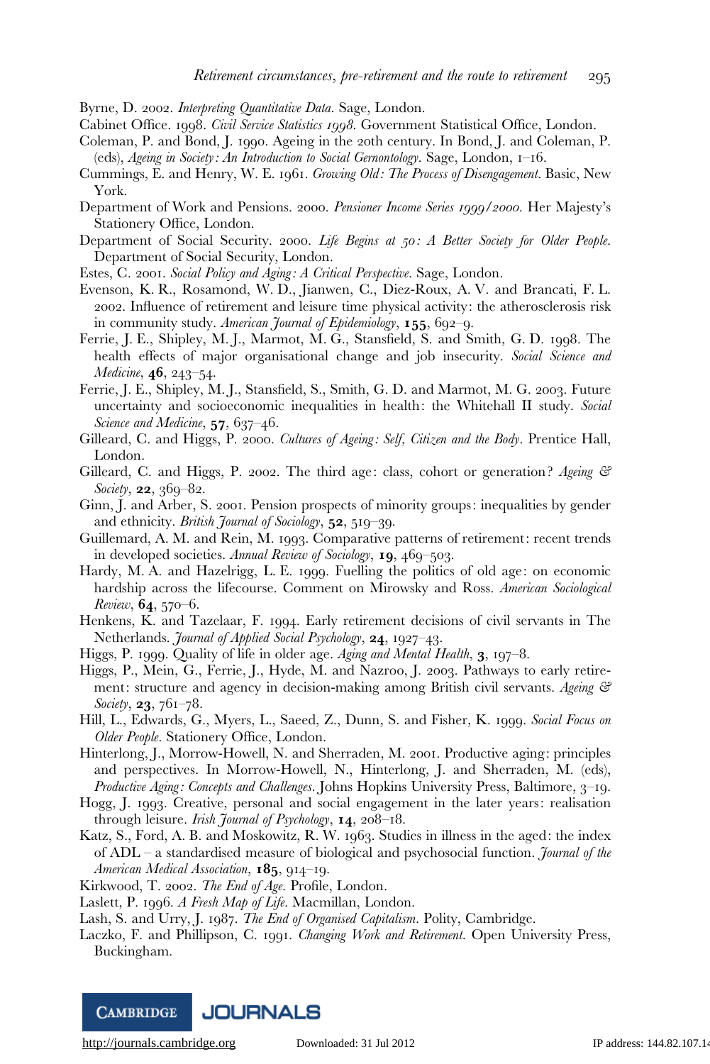Byrne, D. 2002. *Interpreting Quantitative Data*. Sage, London.

Cabinet Office. 1998. *Civil Service Statistics 1998*. Government Statistical Office, London.

Coleman, P. and Bond, J. 1990. Ageing in the 20th century. In Bond, J. and Coleman, P. (eds), *Ageing in Society: An Introduction to Social Gernontology*. Sage, London, 1–16.

Cummings, E. and Henry, W. E. 1961. *Growing Old: The Process of Disengagement*. Basic, New York.

Department of Work and Pensions. 2000. *Pensioner Income Series 1999/2000*. Her Majesty's Stationery Office, London.

Department of Social Security. 2000. *Life Begins at 50: A Better Society for Older People*. Department of Social Security, London.

Estes, C. 2001. *Social Policy and Aging: A Critical Perspective*. Sage, London.

Evenson, K. R., Rosamond, W. D., Jianwen, C., Diez-Roux, A. V. and Brancati, F. L. 2002. Influence of retirement and leisure time physical activity: the atherosclerosis risk in community study. *American Journal of Epidemiology*, **155**, 692–9.

Ferrie, J. E., Shipley, M. J., Marmot, M. G., Stansfield, S. and Smith, G. D. 1998. The health effects of major organisational change and job insecurity. *Social Science and Medicine*, **46**, 243–54.

Ferrie, J. E., Shipley, M. J., Stansfield, S., Smith, G. D. and Marmot, M. G. 2003. Future uncertainty and socioeconomic inequalities in health: the Whitehall II study. *Social Science and Medicine*, **57**, 637–46.

Gilleard, C. and Higgs, P. 2000. *Cultures of Ageing: Self, Citizen and the Body*. Prentice Hall, London.

Gilleard, C. and Higgs, P. 2002. The third age: class, cohort or generation? *Ageing & Society*, **22**, 369–82.

Ginn, J. and Arber, S. 2001. Pension prospects of minority groups: inequalities by gender and ethnicity. *British Journal of Sociology*, **52**, 519–39.

Guillemard, A. M. and Rein, M. 1993. Comparative patterns of retirement: recent trends in developed societies. *Annual Review of Sociology*, **19**, 469–503.

Hardy, M. A. and Hazelrigg, L. E. 1999. Fuelling the politics of old age: on economic hardship across the lifecourse. Comment on Mirowsky and Ross. *American Sociological Review*, **64**, 570–6.

Henkens, K. and Tazelaar, F. 1994. Early retirement decisions of civil servants in The Netherlands. *Journal of Applied Social Psychology*, **24**, 1927–43.

Higgs, P. 1999. Quality of life in older age. *Aging and Mental Health*, **3**, 197–8.

Higgs, P., Mein, G., Ferrie, J., Hyde, M. and Nazroo, J. 2003. Pathways to early retirement: structure and agency in decision-making among British civil servants. *Ageing & Society*, **23**, 761–78.

Hill, L., Edwards, G., Myers, L., Saeed, Z., Dunn, S. and Fisher, K. 1999. *Social Focus on Older People*. Stationery Office, London.

Hinterlong, J., Morrow-Howell, N. and Sherraden, M. 2001. Productive aging: principles and perspectives. In Morrow-Howell, N., Hinterlong, J. and Sherraden, M. (eds), *Productive Aging: Concepts and Challenges*. Johns Hopkins University Press, Baltimore, 3–19.

Hogg, J. 1993. Creative, personal and social engagement in the later years: realisation through leisure. *Irish Journal of Psychology*, **14**, 208–18.

Katz, S., Ford, A. B. and Moskowitz, R. W. 1963. Studies in illness in the aged: the index of ADL – a standardised measure of biological and psychosocial function. *Journal of the American Medical Association*, **185**, 914–19.

Kirkwood, T. 2002. *The End of Age*. Profile, London.

Laslett, P. 1996. *A Fresh Map of Life*. Macmillan, London.

Lash, S. and Urry, J. 1987. *The End of Organised Capitalism*. Polity, Cambridge.

Laczko, F. and Phillipson, C. 1991. *Changing Work and Retirement*. Open University Press, Buckingham.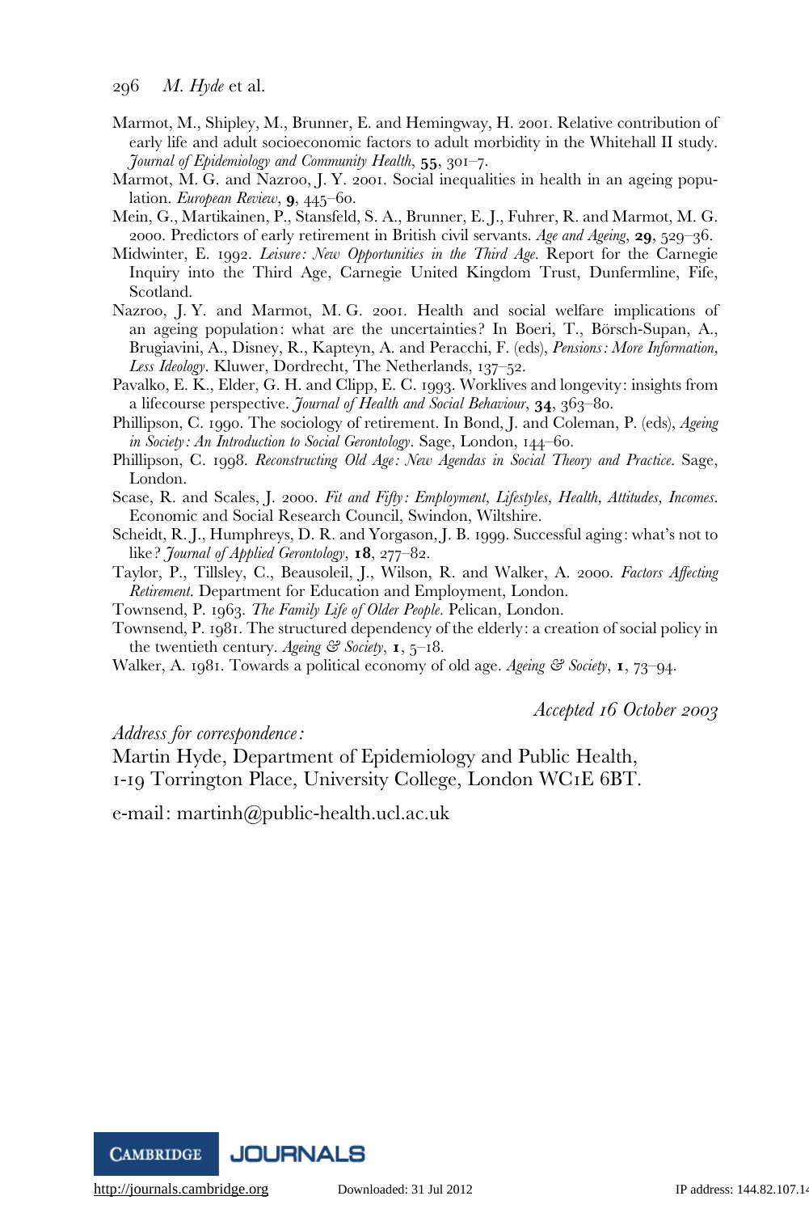Marmot, M., Shipley, M., Brunner, E. and Hemingway, H. 2001. Relative contribution of early life and adult socioeconomic factors to adult morbidity in the Whitehall II study. *Journal of Epidemiology and Community Health*, **55**, 301–7.

Marmot, M. G. and Nazroo, J. Y. 2001. Social inequalities in health in an ageing population. *European Review*, **9**, 445–60.

Mein, G., Martikainen, P., Stansfeld, S. A., Brunner, E. J., Fuhrer, R. and Marmot, M. G. 2000. Predictors of early retirement in British civil servants. *Age and Ageing*, **29**, 529–36.

Midwinter, E. 1992. *Leisure: New Opportunities in the Third Age*. Report for the Carnegie Inquiry into the Third Age, Carnegie United Kingdom Trust, Dunfermline, Fife, Scotland.

Nazroo, J. Y. and Marmot, M. G. 2001. Health and social welfare implications of an ageing population: what are the uncertainties? In Boeri, T., Börsch-Supan, A., Brugiavini, A., Disney, R., Kapteyn, A. and Peracchi, F. (eds), *Pensions: More Information, Less Ideology*. Kluwer, Dordrecht, The Netherlands, 137–52.

Pavalko, E. K., Elder, G. H. and Clipp, E. C. 1993. Worklives and longevity: insights from a lifecourse perspective. *Journal of Health and Social Behaviour*, **34**, 363–80.

Phillipson, C. 1990. The sociology of retirement. In Bond, J. and Coleman, P. (eds), *Ageing in Society: An Introduction to Social Gerontology*. Sage, London, 144–60.

Phillipson, C. 1998. *Reconstructing Old Age: New Agendas in Social Theory and Practice*. Sage, London.

Scase, R. and Scales, J. 2000. *Fit and Fifty: Employment, Lifestyles, Health, Attitudes, Incomes*. Economic and Social Research Council, Swindon, Wiltshire.

Scheidt, R. J., Humphreys, D. R. and Yorgason, J. B. 1999. Successful aging: what's not to like? *Journal of Applied Gerontology*, **18**, 277–82.

Taylor, P., Tillsley, C., Beausoleil, J., Wilson, R. and Walker, A. 2000. *Factors Affecting Retirement*. Department for Education and Employment, London.

Townsend, P. 1963. *The Family Life of Older People*. Pelican, London.

Townsend, P. 1981. The structured dependency of the elderly: a creation of social policy in the twentieth century. *Ageing & Society*, **1**, 5–18.

Walker, A. 1981. Towards a political economy of old age. *Ageing & Society*, **1**, 73–94.

*Accepted 16 October 2003*

*Address for correspondence:*

Martin Hyde, Department of Epidemiology and Public Health, 1-19 Torrington Place, University College, London WC1E 6BT.

e-mail: martinh@public-health.ucl.ac.uk